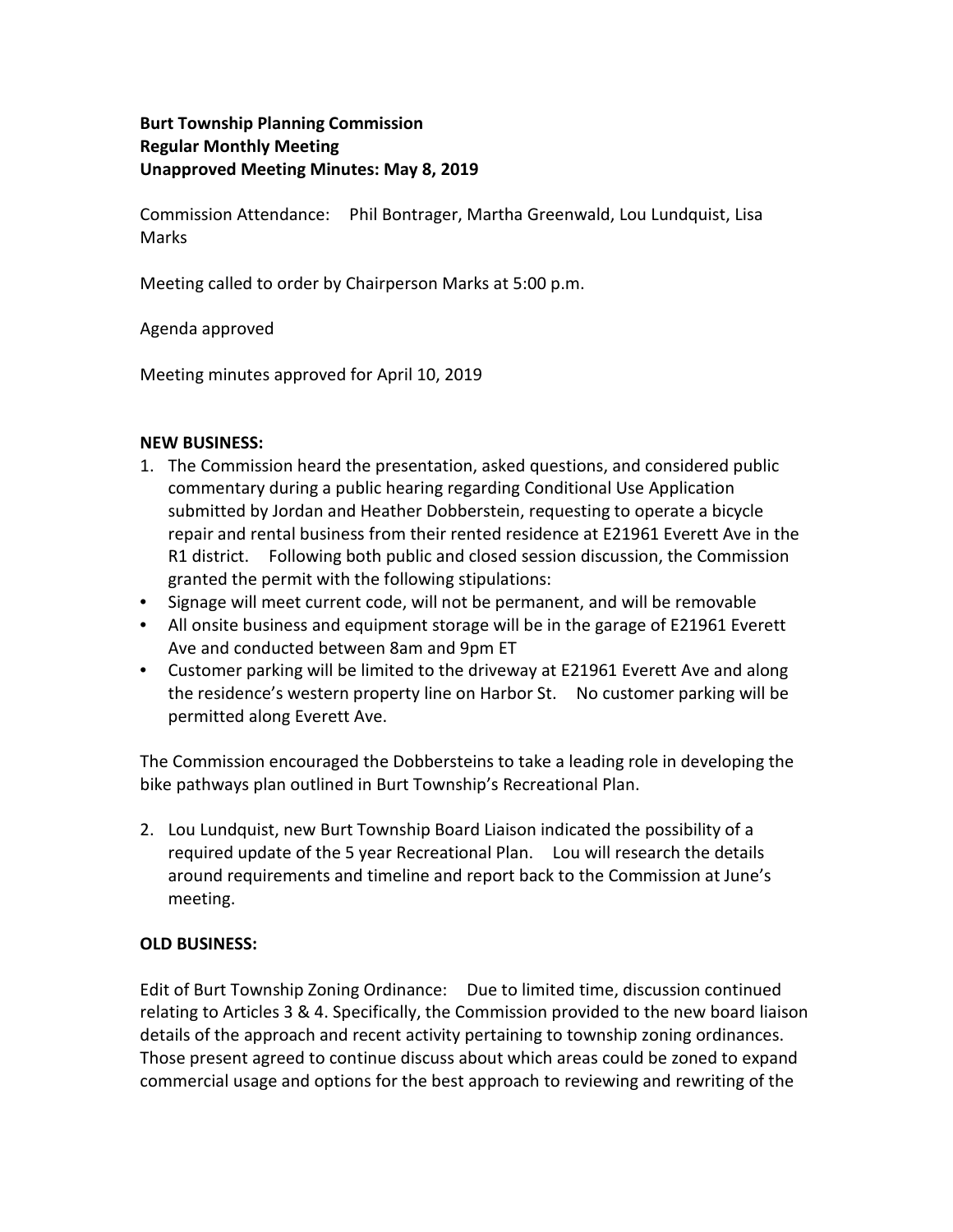**Burt Township Planning Commission**
**Regular Monthly Meeting**
**Unapproved Meeting Minutes: May 8, 2019**

Commission Attendance: Phil Bontrager, Martha Greenwald, Lou Lundquist, Lisa Marks

Meeting called to order by Chairperson Marks at 5:00 p.m.

Agenda approved

Meeting minutes approved for April 10, 2019

**NEW BUSINESS:**

1. The Commission heard the presentation, asked questions, and considered public commentary during a public hearing regarding Conditional Use Application submitted by Jordan and Heather Dobberstein, requesting to operate a bicycle repair and rental business from their rented residence at E21961 Everett Ave in the R1 district. Following both public and closed session discussion, the Commission granted the permit with the following stipulations:

- Signage will meet current code, will not be permanent, and will be removable
- All onsite business and equipment storage will be in the garage of E21961 Everett Ave and conducted between 8am and 9pm ET
- Customer parking will be limited to the driveway at E21961 Everett Ave and along the residence's western property line on Harbor St. No customer parking will be permitted along Everett Ave.

The Commission encouraged the Dobbersteins to take a leading role in developing the bike pathways plan outlined in Burt Township's Recreational Plan.

2. Lou Lundquist, new Burt Township Board Liaison indicated the possibility of a required update of the 5 year Recreational Plan. Lou will research the details around requirements and timeline and report back to the Commission at June's meeting.

**OLD BUSINESS:**

Edit of Burt Township Zoning Ordinance: Due to limited time, discussion continued relating to Articles 3 & 4. Specifically, the Commission provided to the new board liaison details of the approach and recent activity pertaining to township zoning ordinances. Those present agreed to continue discuss about which areas could be zoned to expand commercial usage and options for the best approach to reviewing and rewriting of the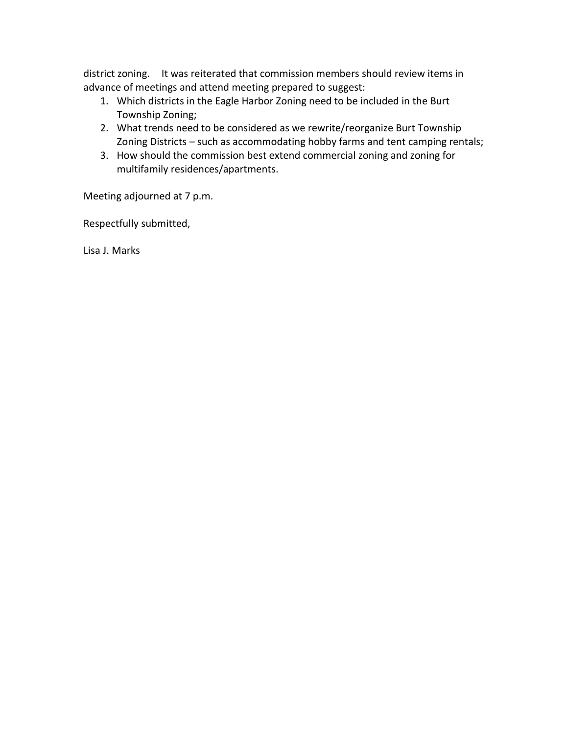district zoning. It was reiterated that commission members should review items in advance of meetings and attend meeting prepared to suggest:

1. Which districts in the Eagle Harbor Zoning need to be included in the Burt Township Zoning;
2. What trends need to be considered as we rewrite/reorganize Burt Township Zoning Districts – such as accommodating hobby farms and tent camping rentals;
3. How should the commission best extend commercial zoning and zoning for multifamily residences/apartments.

Meeting adjourned at 7 p.m.

Respectfully submitted,

Lisa J. Marks